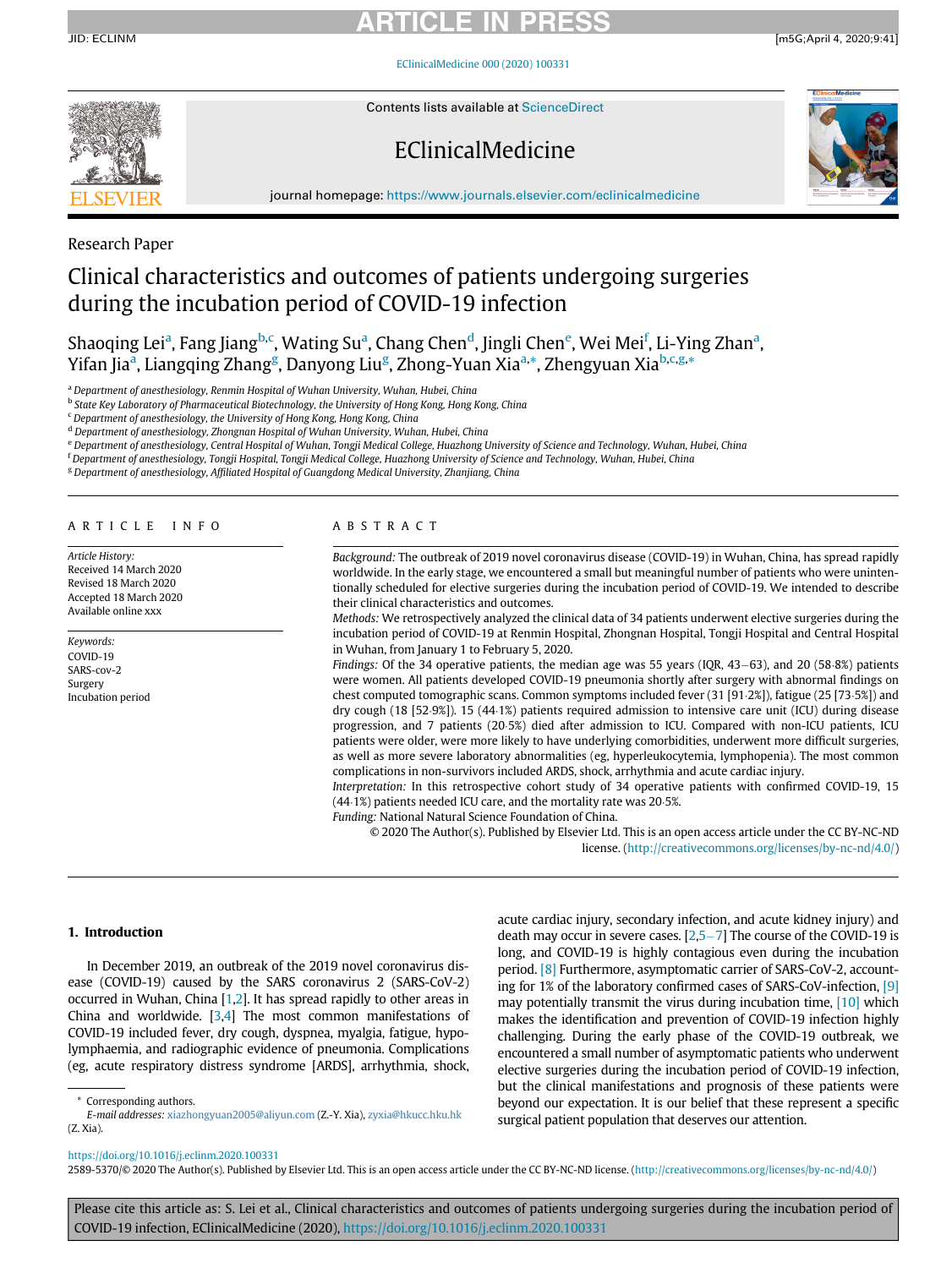Research Paper

# Clinical characteristics and outcomes of patients undergoing surgeries during the incubation period of COVID-19 infection

Shaoqing Lei[a], Fang Jiang[b,c], Wating Su[a], Chang Chen[d], Jingli Chen[e], Wei Mei[f], Li-Ying Zhan[a], Yifan Jia[a], Liangqing Zhang[g], Danyong Liu[g], Zhong-Yuan Xia[a,*], Zhengyuan Xia[b,c,g,*]

[a] Department of anesthesiology, Renmin Hospital of Wuhan University, Wuhan, Hubei, China
[b] State Key Laboratory of Pharmaceutical Biotechnology, the University of Hong Kong, Hong Kong, China
[c] Department of anesthesiology, the University of Hong Kong, Hong Kong, China
[d] Department of anesthesiology, Zhongnan Hospital of Wuhan University, Wuhan, Hubei, China
[e] Department of anesthesiology, Central Hospital of Wuhan, Tongji Medical College, Huazhong University of Science and Technology, Wuhan, Hubei, China
[f] Department of anesthesiology, Tongji Hospital, Tongji Medical College, Huazhong University of Science and Technology, Wuhan, Hubei, China
[g] Department of anesthesiology, Affiliated Hospital of Guangdong Medical University, Zhanjiang, China

## ARTICLE INFO

*Article History:*
Received 14 March 2020
Revised 18 March 2020
Accepted 18 March 2020
Available online xxx

*Keywords:*
COVID-19
SARS-cov-2
Surgery
Incubation period

## ABSTRACT

*Background:* The outbreak of 2019 novel coronavirus disease (COVID-19) in Wuhan, China, has spread rapidly worldwide. In the early stage, we encountered a small but meaningful number of patients who were unintentionally scheduled for elective surgeries during the incubation period of COVID-19. We intended to describe their clinical characteristics and outcomes.

*Methods:* We retrospectively analyzed the clinical data of 34 patients underwent elective surgeries during the incubation period of COVID-19 at Renmin Hospital, Zhongnan Hospital, Tongji Hospital and Central Hospital in Wuhan, from January 1 to February 5, 2020.

*Findings:* Of the 34 operative patients, the median age was 55 years (IQR, 43–63), and 20 (58·8%) patients were women. All patients developed COVID-19 pneumonia shortly after surgery with abnormal findings on chest computed tomographic scans. Common symptoms included fever (31 [91·2%]), fatigue (25 [73·5%]) and dry cough (18 [52·9%]). 15 (44·1%) patients required admission to intensive care unit (ICU) during disease progression, and 7 patients (20·5%) died after admission to ICU. Compared with non-ICU patients, ICU patients were older, were more likely to have underlying comorbidities, underwent more difficult surgeries, as well as more severe laboratory abnormalities (eg, hyperleukocytemia, lymphopenia). The most common complications in non-survivors included ARDS, shock, arrhythmia and acute cardiac injury.

*Interpretation:* In this retrospective cohort study of 34 operative patients with confirmed COVID-19, 15 (44·1%) patients needed ICU care, and the mortality rate was 20·5%.

*Funding:* National Natural Science Foundation of China.

© 2020 The Author(s). Published by Elsevier Ltd. This is an open access article under the CC BY-NC-ND license. (http://creativecommons.org/licenses/by-nc-nd/4.0/)

## 1. Introduction

In December 2019, an outbreak of the 2019 novel coronavirus disease (COVID-19) caused by the SARS coronavirus 2 (SARS-CoV-2) occurred in Wuhan, China [1,2]. It has spread rapidly to other areas in China and worldwide. [3,4] The most common manifestations of COVID-19 included fever, dry cough, dyspnea, myalgia, fatigue, hypolymphaemia, and radiographic evidence of pneumonia. Complications (eg, acute respiratory distress syndrome [ARDS], arrhythmia, shock, acute cardiac injury, secondary infection, and acute kidney injury) and death may occur in severe cases. [2,5–7] The course of the COVID-19 is long, and COVID-19 is highly contagious even during the incubation period. [8] Furthermore, asymptomatic carrier of SARS-CoV-2, accounting for 1% of the laboratory confirmed cases of SARS-CoV-infection, [9] may potentially transmit the virus during incubation time, [10] which makes the identification and prevention of COVID-19 infection highly challenging. During the early phase of the COVID-19 outbreak, we encountered a small number of asymptomatic patients who underwent elective surgeries during the incubation period of COVID-19 infection, but the clinical manifestations and prognosis of these patients were beyond our expectation. It is our belief that these represent a specific surgical patient population that deserves our attention.

* Corresponding authors.
*E-mail addresses:* xiazhongyuan2005@aliyun.com (Z.-Y. Xia), zyxia@hkucc.hku.hk (Z. Xia).

https://doi.org/10.1016/j.eclinm.2020.100331
2589-5370/© 2020 The Author(s). Published by Elsevier Ltd. This is an open access article under the CC BY-NC-ND license. (http://creativecommons.org/licenses/by-nc-nd/4.0/)

Please cite this article as: S. Lei et al., Clinical characteristics and outcomes of patients undergoing surgeries during the incubation period of COVID-19 infection, EClinicalMedicine (2020), https://doi.org/10.1016/j.eclinm.2020.100331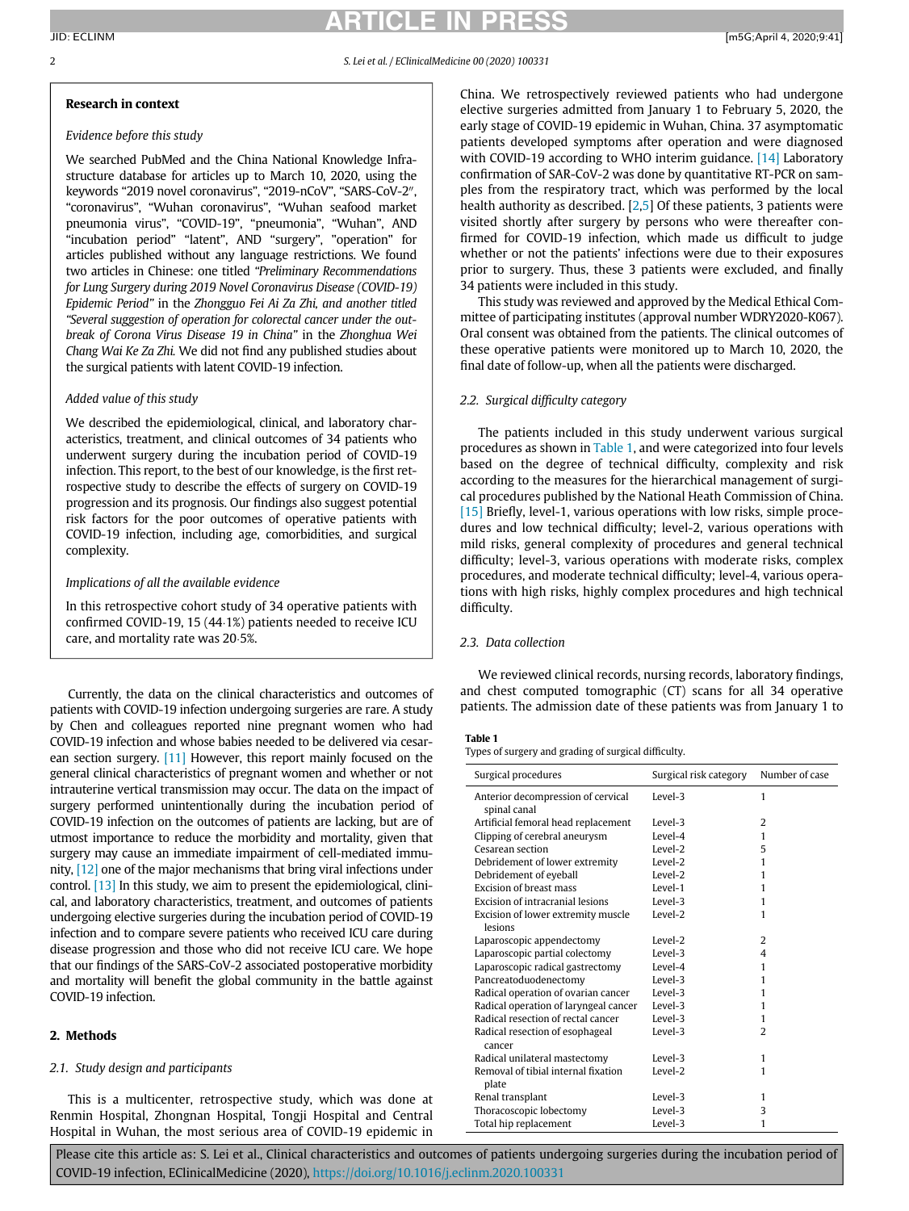**Research in context**

*Evidence before this study*

We searched PubMed and the China National Knowledge Infrastructure database for articles up to March 10, 2020, using the keywords "2019 novel coronavirus", "2019-nCoV", "SARS-CoV-2″, "coronavirus", "Wuhan coronavirus", "Wuhan seafood market pneumonia virus", "COVID-19", "pneumonia", "Wuhan", AND "incubation period" "latent", AND "surgery", "operation" for articles published without any language restrictions. We found two articles in Chinese: one titled *"Preliminary Recommendations for Lung Surgery during 2019 Novel Coronavirus Disease (COVID-19) Epidemic Period"* in the *Zhongguo Fei Ai Za Zhi, and another titled "Several suggestion of operation for colorectal cancer under the outbreak of Corona Virus Disease 19 in China"* in the *Zhonghua Wei Chang Wai Ke Za Zhi.* We did not find any published studies about the surgical patients with latent COVID-19 infection.

*Added value of this study*

We described the epidemiological, clinical, and laboratory characteristics, treatment, and clinical outcomes of 34 patients who underwent surgery during the incubation period of COVID-19 infection. This report, to the best of our knowledge, is the first retrospective study to describe the effects of surgery on COVID-19 progression and its prognosis. Our findings also suggest potential risk factors for the poor outcomes of operative patients with COVID-19 infection, including age, comorbidities, and surgical complexity.

*Implications of all the available evidence*

In this retrospective cohort study of 34 operative patients with confirmed COVID-19, 15 (44·1%) patients needed to receive ICU care, and mortality rate was 20·5%.

Currently, the data on the clinical characteristics and outcomes of patients with COVID-19 infection undergoing surgeries are rare. A study by Chen and colleagues reported nine pregnant women who had COVID-19 infection and whose babies needed to be delivered via cesarean section surgery. [11] However, this report mainly focused on the general clinical characteristics of pregnant women and whether or not intrauterine vertical transmission may occur. The data on the impact of surgery performed unintentionally during the incubation period of COVID-19 infection on the outcomes of patients are lacking, but are of utmost importance to reduce the morbidity and mortality, given that surgery may cause an immediate impairment of cell-mediated immunity, [12] one of the major mechanisms that bring viral infections under control. [13] In this study, we aim to present the epidemiological, clinical, and laboratory characteristics, treatment, and outcomes of patients undergoing elective surgeries during the incubation period of COVID-19 infection and to compare severe patients who received ICU care during disease progression and those who did not receive ICU care. We hope that our findings of the SARS-CoV-2 associated postoperative morbidity and mortality will benefit the global community in the battle against COVID-19 infection.

## 2. Methods

### 2.1. Study design and participants

This is a multicenter, retrospective study, which was done at Renmin Hospital, Zhongnan Hospital, Tongji Hospital and Central Hospital in Wuhan, the most serious area of COVID-19 epidemic in China. We retrospectively reviewed patients who had undergone elective surgeries admitted from January 1 to February 5, 2020, the early stage of COVID-19 epidemic in Wuhan, China. 37 asymptomatic patients developed symptoms after operation and were diagnosed with COVID-19 according to WHO interim guidance. [14] Laboratory confirmation of SARS-CoV-2 was done by quantitative RT-PCR on samples from the respiratory tract, which was performed by the local health authority as described. [2,5] Of these patients, 3 patients were visited shortly after surgery by persons who were thereafter confirmed for COVID-19 infection, which made us difficult to judge whether or not the patients' infections were due to their exposures prior to surgery. Thus, these 3 patients were excluded, and finally 34 patients were included in this study.

This study was reviewed and approved by the Medical Ethical Committee of participating institutes (approval number WDRY2020-K067). Oral consent was obtained from the patients. The clinical outcomes of these operative patients were monitored up to March 10, 2020, the final date of follow-up, when all the patients were discharged.

### 2.2. Surgical difficulty category

The patients included in this study underwent various surgical procedures as shown in Table 1, and were categorized into four levels based on the degree of technical difficulty, complexity and risk according to the measures for the hierarchical management of surgical procedures published by the National Heath Commission of China. [15] Briefly, level-1, various operations with low risks, simple procedures and low technical difficulty; level-2, various operations with mild risks, general complexity of procedures and general technical difficulty; level-3, various operations with moderate risks, complex procedures, and moderate technical difficulty; level-4, various operations with high risks, highly complex procedures and high technical difficulty.

### 2.3. Data collection

We reviewed clinical records, nursing records, laboratory findings, and chest computed tomographic (CT) scans for all 34 operative patients. The admission date of these patients was from January 1 to

**Table 1**
Types of surgery and grading of surgical difficulty.

| Surgical procedures | Surgical risk category | Number of case |
|---|---|---|
| Anterior decompression of cervical spinal canal | Level-3 | 1 |
| Artificial femoral head replacement | Level-3 | 2 |
| Clipping of cerebral aneurysm | Level-4 | 1 |
| Cesarean section | Level-2 | 5 |
| Debridement of lower extremity | Level-2 | 1 |
| Debridement of eyeball | Level-2 | 1 |
| Excision of breast mass | Level-1 | 1 |
| Excision of intracranial lesions | Level-3 | 1 |
| Excision of lower extremity muscle lesions | Level-2 | 1 |
| Laparoscopic appendectomy | Level-2 | 2 |
| Laparoscopic partial colectomy | Level-3 | 4 |
| Laparoscopic radical gastrectomy | Level-4 | 1 |
| Pancreatoduodenectomy | Level-3 | 1 |
| Radical operation of ovarian cancer | Level-3 | 1 |
| Radical operation of laryngeal cancer | Level-3 | 1 |
| Radical resection of rectal cancer | Level-3 | 1 |
| Radical resection of esophageal cancer | Level-3 | 2 |
| Radical unilateral mastectomy | Level-3 | 1 |
| Removal of tibial internal fixation plate | Level-2 | 1 |
| Renal transplant | Level-3 | 1 |
| Thoracoscopic lobectomy | Level-3 | 3 |
| Total hip replacement | Level-3 | 1 |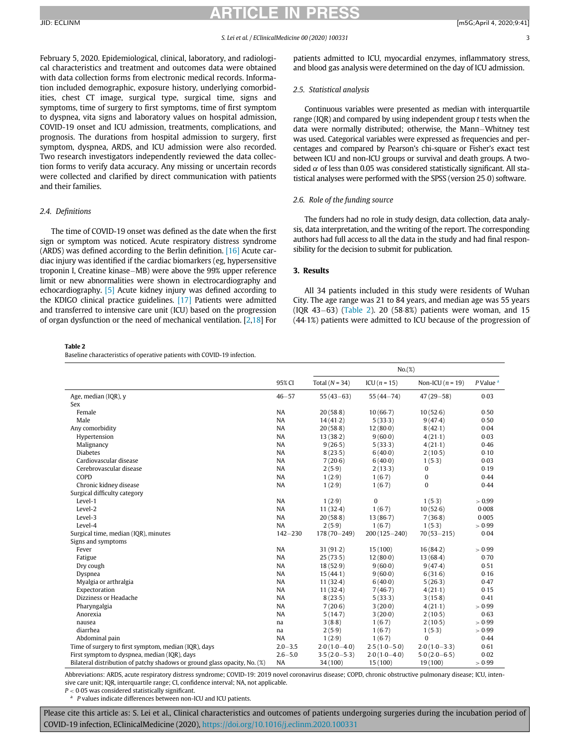February 5, 2020. Epidemiological, clinical, laboratory, and radiological characteristics and treatment and outcomes data were obtained with data collection forms from electronic medical records. Information included demographic, exposure history, underlying comorbidities, chest CT image, surgical type, surgical time, signs and symptoms, time of surgery to first symptoms, time of first symptom to dyspnea, vita signs and laboratory values on hospital admission, COVID-19 onset and ICU admission, treatments, complications, and prognosis. The durations from hospital admission to surgery, first symptom, dyspnea, ARDS, and ICU admission were also recorded. Two research investigators independently reviewed the data collection forms to verify data accuracy. Any missing or uncertain records were collected and clarified by direct communication with patients and their families.

### 2.4. Definitions

The time of COVID-19 onset was defined as the date when the first sign or symptom was noticed. Acute respiratory distress syndrome (ARDS) was defined according to the Berlin definition. [16] Acute cardiac injury was identified if the cardiac biomarkers (eg, hypersensitive troponin I, Creatine kinase–MB) were above the 99% upper reference limit or new abnormalities were shown in electrocardiography and echocardiography. [5] Acute kidney injury was defined according to the KDIGO clinical practice guidelines. [17] Patients were admitted and transferred to intensive care unit (ICU) based on the progression of organ dysfunction or the need of mechanical ventilation. [2,18] For patients admitted to ICU, myocardial enzymes, inflammatory stress, and blood gas analysis were determined on the day of ICU admission.

### 2.5. Statistical analysis

Continuous variables were presented as median with interquartile range (IQR) and compared by using independent group *t* tests when the data were normally distributed; otherwise, the Mann–Whitney test was used. Categorical variables were expressed as frequencies and percentages and compared by Pearson's chi-square or Fisher's exact test between ICU and non-ICU groups or survival and death groups. A two-sided $\alpha$ of less than 0.05 was considered statistically significant. All statistical analyses were performed with the SPSS (version 25·0) software.

### 2.6. Role of the funding source

The funders had no role in study design, data collection, data analysis, data interpretation, and the writing of the report. The corresponding authors had full access to all the data in the study and had final responsibility for the decision to submit for publication.

## 3. Results

All 34 patients included in this study were residents of Wuhan City. The age range was 21 to 84 years, and median age was 55 years (IQR 43–63) (Table 2). 20 (58·8%) patients were woman, and 15 (44·1%) patients were admitted to ICU because of the progression of

**Table 2**
Baseline characteristics of operative patients with COVID-19 infection.

| | 95% CI | No.(%) | | | |
|---|---|---|---|---|---|
| | | Total (N = 34) | ICU (n = 15) | Non-ICU (n = 19) | P Value [a] |
| Age, median (IQR), y | 46–57 | 55 (43–63) | 55 (44–74) | 47 (29–58) | 0·03 |
| Sex | | | | | |
| Female | NA | 20 (58·8) | 10 (66·7) | 10 (52·6) | 0·50 |
| Male | NA | 14 (41·2) | 5 (33·3) | 9 (47·4) | 0·50 |
| Any comorbidity | NA | 20 (58·8) | 12 (80·0) | 8 (42·1) | 0·04 |
| Hypertension | NA | 13 (38·2) | 9 (60·0) | 4 (21·1) | 0·03 |
| Malignancy | NA | 9 (26·5) | 5 (33·3) | 4 (21·1) | 0·46 |
| Diabetes | NA | 8 (23·5) | 6 (40·0) | 2 (10·5) | 0·10 |
| Cardiovascular disease | NA | 7 (20·6) | 6 (40·0) | 1 (5·3) | 0·03 |
| Cerebrovascular disease | NA | 2 (5·9) | 2 (13·3) | 0 | 0·19 |
| COPD | NA | 1 (2·9) | 1 (6·7) | 0 | 0·44 |
| Chronic kidney disease | NA | 1 (2·9) | 1 (6·7) | 0 | 0·44 |
| Surgical difficulty category | | | | | |
| Level-1 | NA | 1 (2·9) | 0 | 1 (5·3) | > 0·99 |
| Level-2 | NA | 11 (32·4) | 1 (6·7) | 10 (52·6) | 0·008 |
| Level-3 | NA | 20 (58·8) | 13 (86·7) | 7 (36·8) | 0·005 |
| Level-4 | NA | 2 (5·9) | 1 (6·7) | 1 (5·3) | > 0·99 |
| Surgical time, median (IQR), minutes | 142–230 | 178 (70–249) | 200 (125–240) | 70 (53–215) | 0·04 |
| Signs and symptoms | | | | | |
| Fever | NA | 31 (91·2) | 15 (100) | 16 (84·2) | > 0·99 |
| Fatigue | NA | 25 (73·5) | 12 (80·0) | 13 (68·4) | 0·70 |
| Dry cough | NA | 18 (52·9) | 9 (60·0) | 9 (47·4) | 0·51 |
| Dyspnea | NA | 15 (44·1) | 9 (60·0) | 6 (31·6) | 0·16 |
| Myalgia or arthralgia | NA | 11 (32·4) | 6 (40·0) | 5 (26·3) | 0·47 |
| Expectoration | NA | 11 (32·4) | 7 (46·7) | 4 (21·1) | 0·15 |
| Dizziness or Headache | NA | 8 (23·5) | 5 (33·3) | 3 (15·8) | 0·41 |
| Pharyngalgia | NA | 7 (20·6) | 3 (20·0) | 4 (21·1) | > 0·99 |
| Anorexia | NA | 5 (14·7) | 3 (20·0) | 2 (10·5) | 0·63 |
| nausea | na | 3 (8·8) | 1 (6·7) | 2 (10·5) | > 0·99 |
| diarrhea | na | 2 (5·9) | 1 (6·7) | 1 (5·3) | > 0·99 |
| Abdominal pain | NA | 1 (2·9) | 1 (6·7) | 0 | 0·44 |
| Time of surgery to first symptom, median (IQR), days | 2·0–3·5 | 2·0 (1·0–4·0) | 2·5 (1·0–5·0) | 2·0 (1·0–3·3) | 0·61 |
| First symptom to dyspnea, median (IQR), days | 2·6–5·0 | 3·5 (2·0–5·3) | 2·0 (1·0–4·0) | 5·0 (2·0–6·5) | 0·02 |
| Bilateral distribution of patchy shadows or ground glass opacity, No. (%) | NA | 34 (100) | 15 (100) | 19 (100) | > 0·99 |

Abbreviations: ARDS, acute respiratory distress syndrome; COVID-19: 2019 novel coronavirus disease; COPD, chronic obstructive pulmonary disease; ICU, intensive care unit; IQR, interquartile range; CI, confidence interval; NA, not applicable.
$P < 0.05$ was considered statistically significant.
[a] P values indicate differences between non-ICU and ICU patients.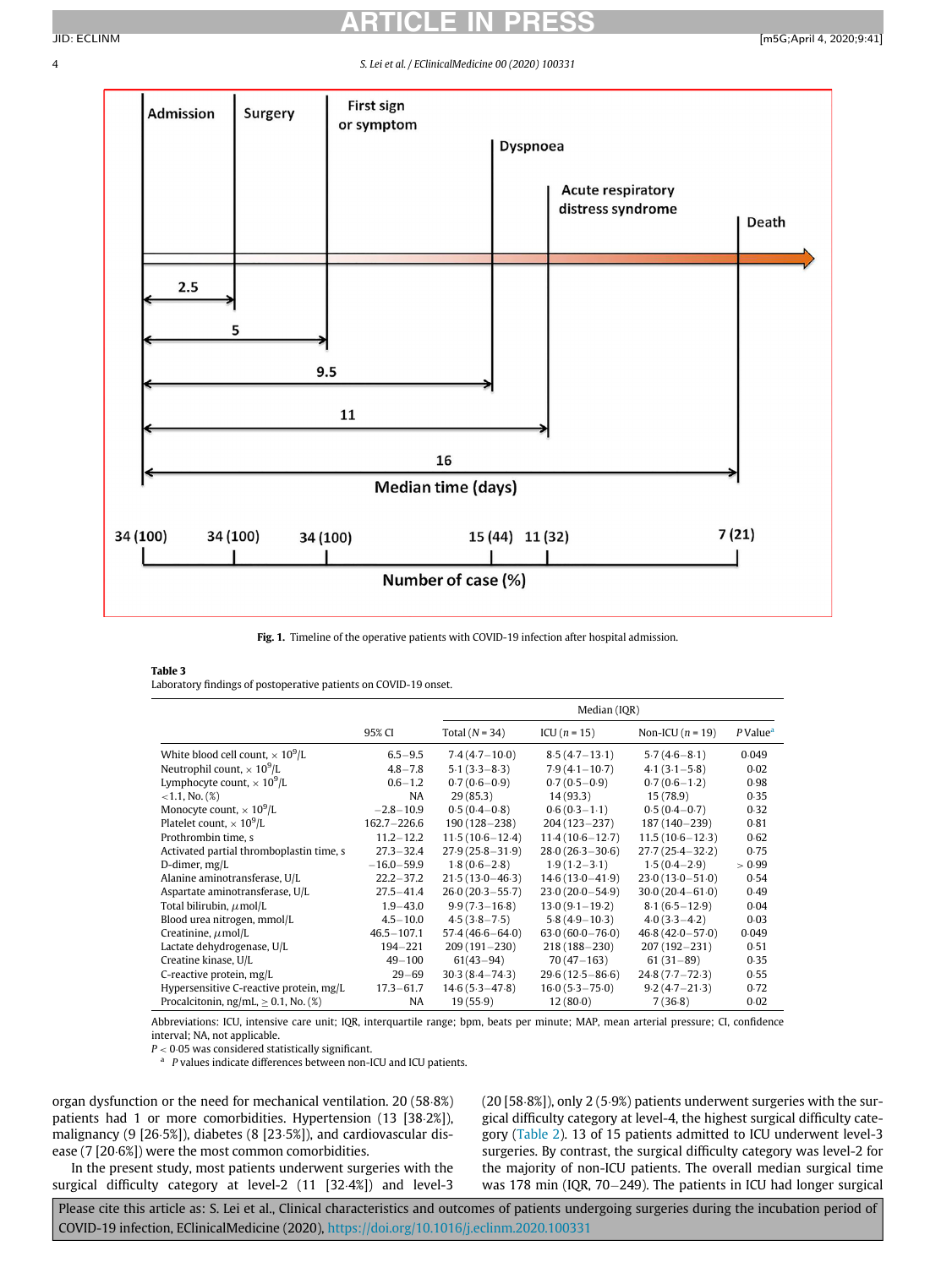Admission | Surgery | First sign or symptom | Dyspnoea | Acute respiratory distress syndrome | Death

Median time (days): 2.5, 5, 9.5, 11, 16

Number of case (%): 34 (100), 34 (100), 34 (100), 15 (44), 11 (32), 7 (21)

**Fig. 1.** Timeline of the operative patients with COVID-19 infection after hospital admission.

**Table 3**
Laboratory findings of postoperative patients on COVID-19 onset.

| | 95% CI | Median (IQR) | | | |
|---|---|---|---|---|---|
| | | Total ($N$ = 34) | ICU ($n$ = 15) | Non-ICU ($n$ = 19) | $P$ Value[a] |
| White blood cell count, × $10^9$/L | 6.5–9.5 | 7·4 (4·7–10·0) | 8·5 (4·7–13·1) | 5·7 (4·6–8·1) | 0·049 |
| Neutrophil count, × $10^9$/L | 4.8–7.8 | 5·1 (3·3–8·3) | 7·9 (4·1–10·7) | 4·1 (3·1–5·8) | 0·02 |
| Lymphocyte count, × $10^9$/L | 0.6–1.2 | 0·7 (0·6–0·9) | 0·7 (0·5–0·9) | 0·7 (0·6–1·2) | 0·98 |
| <1.1, No. (%) | NA | 29 (85.3) | 14 (93.3) | 15 (78.9) | 0·35 |
| Monocyte count, × $10^9$/L | −2.8–10.9 | 0·5 (0·4–0·8) | 0·6 (0·3–1·1) | 0·5 (0·4–0·7) | 0·32 |
| Platelet count, × $10^9$/L | 162.7–226.6 | 190 (128–238) | 204 (123–237) | 187 (140–239) | 0·81 |
| Prothrombin time, s | 11.2–12.2 | 11·5 (10·6–12·4) | 11·4 (10·6–12·7) | 11·5 (10·6–12·3) | 0·62 |
| Activated partial thromboplastin time, s | 27.3–32.4 | 27·9 (25·8–31·9) | 28·0 (26·3–30·6) | 27·7 (25·4–32·2) | 0·75 |
| D-dimer, mg/L | −16.0–59.9 | 1·8 (0·6–2·8) | 1·9 (1·2–3·1) | 1·5 (0·4–2·9) | > 0·99 |
| Alanine aminotransferase, U/L | 22.2–37.2 | 21·5 (13·0–46·3) | 14·6 (13·0–41·9) | 23·0 (13·0–51·0) | 0·54 |
| Aspartate aminotransferase, U/L | 27.5–41.4 | 26·0 (20·3–55·7) | 23·0 (20·0–54·9) | 30·0 (20·4–61·0) | 0·49 |
| Total bilirubin, $\mu$mol/L | 1.9–43.0 | 9·9 (7·3–16·8) | 13·0 (9·1–19·2) | 8·1 (6·5–12·9) | 0·04 |
| Blood urea nitrogen, mmol/L | 4.5–10.0 | 4·5 (3·8–7·5) | 5·8 (4·9–10·3) | 4·0 (3·3–4·2) | 0·03 |
| Creatinine, $\mu$mol/L | 46.5–107.1 | 57·4 (46·6–64·0) | 63·0 (60·0–76·0) | 46·8 (42·0–57·0) | 0·049 |
| Lactate dehydrogenase, U/L | 194–221 | 209 (191–230) | 218 (188–230) | 207 (192–231) | 0·51 |
| Creatine kinase, U/L | 49–100 | 61(43–94) | 70 (47–163) | 61 (31–89) | 0·35 |
| C-reactive protein, mg/L | 29–69 | 30·3 (8·4–74·3) | 29·6 (12·5–86·6) | 24·8 (7·7–72·3) | 0·55 |
| Hypersensitive C-reactive protein, mg/L | 17.3–61.7 | 14·6 (5·3–47·8) | 16·0 (5·3–75·0) | 9·2 (4·7–21·3) | 0·72 |
| Procalcitonin, ng/mL, ≥ 0.1, No. (%) | NA | 19 (55·9) | 12 (80·0) | 7 (36·8) | 0·02 |

Abbreviations: ICU, intensive care unit; IQR, interquartile range; bpm, beats per minute; MAP, mean arterial pressure; CI, confidence interval; NA, not applicable.
$P$ < 0·05 was considered statistically significant.
[a] $P$ values indicate differences between non-ICU and ICU patients.

organ dysfunction or the need for mechanical ventilation. 20 (58·8%) patients had 1 or more comorbidities. Hypertension (13 [38·2%]), malignancy (9 [26·5%]), diabetes (8 [23·5%]), and cardiovascular disease (7 [20·6%]) were the most common comorbidities.

In the present study, most patients underwent surgeries with the surgical difficulty category at level-2 (11 [32·4%]) and level-3 (20 [58·8%]), only 2 (5·9%) patients underwent surgeries with the surgical difficulty category at level-4, the highest surgical difficulty category (Table 2). 13 of 15 patients admitted to ICU underwent level-3 surgeries. By contrast, the surgical difficulty category was level-2 for the majority of non-ICU patients. The overall median surgical time was 178 min (IQR, 70–249). The patients in ICU had longer surgical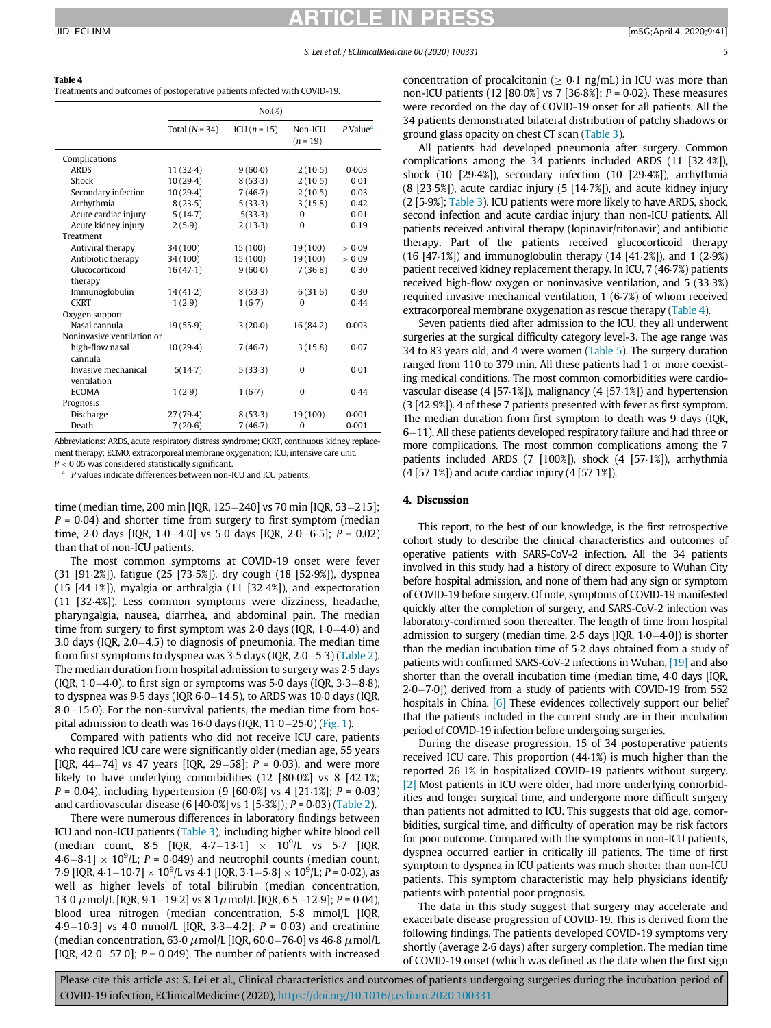**Table 4**
Treatments and outcomes of postoperative patients infected with COVID-19.

| | No.(%) | | | |
|---|---|---|---|---|
| | Total (N = 34) | ICU (n = 15) | Non-ICU (n = 19) | P Value[a] |
| Complications | | | | |
| ARDS | 11 (32·4) | 9 (60·0) | 2 (10·5) | 0·003 |
| Shock | 10 (29·4) | 8 (53·3) | 2 (10·5) | 0·01 |
| Secondary infection | 10 (29·4) | 7 (46·7) | 2 (10·5) | 0·03 |
| Arrhythmia | 8 (23·5) | 5 (33·3) | 3 (15·8) | 0·42 |
| Acute cardiac injury | 5 (14·7) | 5(33·3) | 0 | 0·01 |
| Acute kidney injury | 2 (5·9) | 2 (13·3) | 0 | 0·19 |
| Treatment | | | | |
| Antiviral therapy | 34 (100) | 15 (100) | 19 (100) | > 0·09 |
| Antibiotic therapy | 34 (100) | 15 (100) | 19 (100) | > 0·09 |
| Glucocorticoid therapy | 16 (47·1) | 9 (60·0) | 7 (36·8) | 0·30 |
| Immunoglobulin | 14 (41·2) | 8 (53·3) | 6 (31·6) | 0·30 |
| CKRT | 1 (2·9) | 1 (6·7) | 0 | 0·44 |
| Oxygen support | | | | |
| Nasal cannula | 19 (55·9) | 3 (20·0) | 16 (84·2) | 0·003 |
| Noninvasive ventilation or high-flow nasal cannula | 10 (29·4) | 7 (46·7) | 3 (15·8) | 0·07 |
| Invasive mechanical ventilation | 5(14·7) | 5 (33·3) | 0 | 0·01 |
| ECOMA | 1 (2·9) | 1 (6·7) | 0 | 0·44 |
| Prognosis | | | | |
| Discharge | 27 (79·4) | 8 (53·3) | 19 (100) | 0·001 |
| Death | 7 (20·6) | 7 (46·7) | 0 | 0·001 |

Abbreviations: ARDS, acute respiratory distress syndrome; CKRT, continuous kidney replacement therapy; ECMO, extracorporeal membrane oxygenation; ICU, intensive care unit.
$P < 0.05$ was considered statistically significant.
[a] P values indicate differences between non-ICU and ICU patients.

time (median time, 200 min [IQR, 125–240] vs 70 min [IQR, 53–215]; $P = 0.04$) and shorter time from surgery to first symptom (median time, 2·0 days [IQR, 1·0–4·0] vs 5·0 days [IQR, 2·0–6·5]; $P = 0.02$) than that of non-ICU patients.

The most common symptoms at COVID-19 onset were fever (31 [91·2%]), fatigue (25 [73·5%]), dry cough (18 [52·9%]), dyspnea (15 [44·1%]), myalgia or arthralgia (11 [32·4%]), and expectoration (11 [32·4%]). Less common symptoms were dizziness, headache, pharyngalgia, nausea, diarrhea, and abdominal pain. The median time from surgery to first symptom was 2·0 days (IQR, 1·0–4·0) and 3·0 days (IQR, 2·0–4·5) to diagnosis of pneumonia. The median time from first symptoms to dyspnea was 3·5 days (IQR, 2·0–5·3) (Table 2). The median duration from hospital admission to surgery was 2·5 days (IQR, 1·0–4·0), to first sign or symptoms was 5·0 days (IQR, 3·3–8·8), to dyspnea was 9·5 days (IQR 6·0–14·5), to ARDS was 10·0 days (IQR, 8·0–15·0). For the non-survival patients, the median time from hospital admission to death was 16·0 days (IQR, 11·0–25·0) (Fig. 1).

Compared with patients who did not receive ICU care, patients who required ICU care were significantly older (median age, 55 years [IQR, 44–74] vs 47 years [IQR, 29–58]; $P = 0.03$), and were more likely to have underlying comorbidities (12 [80·0%] vs 8 [42·1%; $P = 0.04$), including hypertension (9 [60·0%] vs 4 [21·1%]; $P = 0.03$) and cardiovascular disease (6 [40·0%] vs 1 [5·3%]); $P = 0.03$) (Table 2).

There were numerous differences in laboratory findings between ICU and non-ICU patients (Table 3), including higher white blood cell (median count, 8·5 [IQR, 4·7–13·1] $\times$ $10^9$/L vs 5·7 [IQR, 4·6–8·1] $\times$ $10^9$/L; $P = 0.049$) and neutrophil counts (median count, 7·9 [IQR, 4·1–10·7] $\times$ $10^9$/L vs 4·1 [IQR, 3·1–5·8] $\times$ $10^9$/L; $P = 0.02$), as well as higher levels of total bilirubin (median concentration, 13·0 $\mu$mol/L [IQR, 9·1–19·2] vs 8·1 $\mu$mol/L [IQR, 6·5–12·9]; $P = 0.04$), blood urea nitrogen (median concentration, 5·8 mmol/L [IQR, 4·9–10·3] vs 4·0 mmol/L [IQR, 3·3–4·2]; $P = 0.03$) and creatinine (median concentration, 63·0 $\mu$mol/L [IQR, 60·0–76·0] vs 46·8 $\mu$mol/L [IQR, 42·0–57·0]; $P = 0.049$). The number of patients with increased concentration of procalcitonin ($\geq$ 0·1 ng/mL) in ICU was more than non-ICU patients (12 [80·0%] vs 7 [36·8%]; $P = 0.02$). These measures were recorded on the day of COVID-19 onset for all patients. All the 34 patients demonstrated bilateral distribution of patchy shadows or ground glass opacity on chest CT scan (Table 3).

All patients had developed pneumonia after surgery. Common complications among the 34 patients included ARDS (11 [32·4%]), shock (10 [29·4%]), secondary infection (10 [29·4%]), arrhythmia (8 [23·5%]), acute cardiac injury (5 [14·7%]), and acute kidney injury (2 [5·9%]; Table 3). ICU patients were more likely to have ARDS, shock, second infection and acute cardiac injury than non-ICU patients. All patients received antiviral therapy (lopinavir/ritonavir) and antibiotic therapy. Part of the patients received glucocorticoid therapy (16 [47·1%]) and immunoglobulin therapy (14 [41·2%]), and 1 (2·9%) patient received kidney replacement therapy. In ICU, 7 (46·7%) patients received high-flow oxygen or noninvasive ventilation, and 5 (33·3%) required invasive mechanical ventilation, 1 (6·7%) of whom received extracorporeal membrane oxygenation as rescue therapy (Table 4).

Seven patients died after admission to the ICU, they all underwent surgeries at the surgical difficulty category level-3. The age range was 34 to 83 years old, and 4 were women (Table 5). The surgery duration ranged from 110 to 379 min. All these patients had 1 or more coexisting medical conditions. The most common comorbidities were cardiovascular disease (4 [57·1%]), malignancy (4 [57·1%]) and hypertension (3 [42·9%]). 4 of these 7 patients presented with fever as first symptom. The median duration from first symptom to death was 9 days (IQR, 6–11). All these patients developed respiratory failure and had three or more complications. The most common complications among the 7 patients included ARDS (7 [100%]), shock (4 [57·1%]), arrhythmia (4 [57·1%]) and acute cardiac injury (4 [57·1%]).

## 4. Discussion

This report, to the best of our knowledge, is the first retrospective cohort study to describe the clinical characteristics and outcomes of operative patients with SARS-CoV-2 infection. All the 34 patients involved in this study had a history of direct exposure to Wuhan City before hospital admission, and none of them had any sign or symptom of COVID-19 before surgery. Of note, symptoms of COVID-19 manifested quickly after the completion of surgery, and SARS-CoV-2 infection was laboratory-confirmed soon thereafter. The length of time from hospital admission to surgery (median time, 2·5 days [IQR, 1·0–4·0]) is shorter than the median incubation time of 5·2 days obtained from a study of patients with confirmed SARS-CoV-2 infections in Wuhan, [19] and also shorter than the overall incubation time (median time, 4·0 days [IQR, 2·0–7·0]) derived from a study of patients with COVID-19 from 552 hospitals in China. [6] These evidences collectively support our belief that the patients included in the current study are in their incubation period of COVID-19 infection before undergoing surgeries.

During the disease progression, 15 of 34 postoperative patients received ICU care. This proportion (44·1%) is much higher than the reported 26·1% in hospitalized COVID-19 patients without surgery. [2] Most patients in ICU were older, had more underlying comorbidities and longer surgical time, and undergone more difficult surgery than patients not admitted to ICU. This suggests that old age, comorbidities, surgical time, and difficulty of operation may be risk factors for poor outcome. Compared with the symptoms in non-ICU patients, dyspnea occurred earlier in critically ill patients. The time of first symptom to dyspnea in ICU patients was much shorter than non-ICU patients. This symptom characteristic may help physicians identify patients with potential poor prognosis.

The data in this study suggest that surgery may accelerate and exacerbate disease progression of COVID-19. This is derived from the following findings. The patients developed COVID-19 symptoms very shortly (average 2·6 days) after surgery completion. The median time of COVID-19 onset (which was defined as the date when the first sign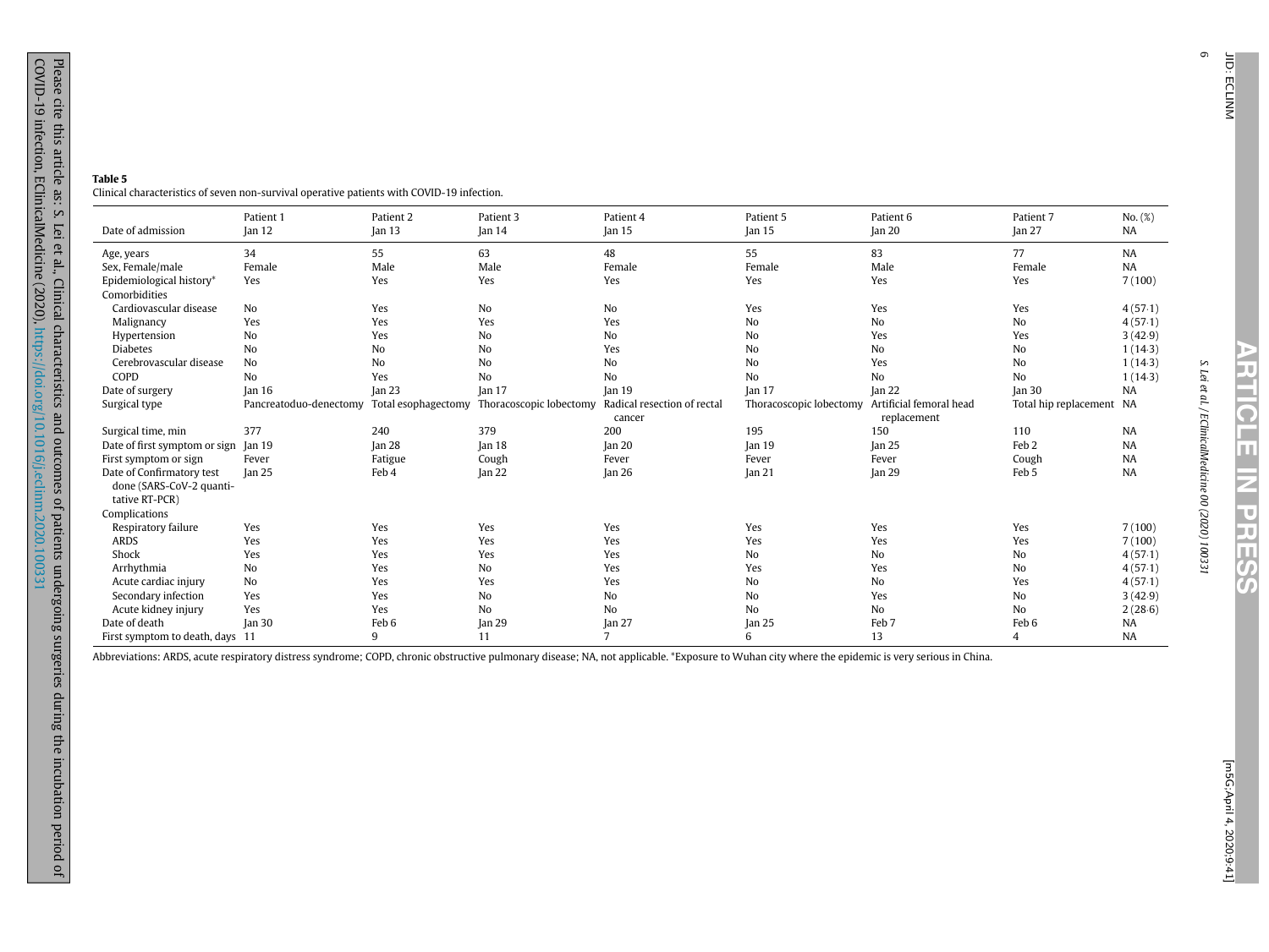**Table 5**
Clinical characteristics of seven non-survival operative patients with COVID-19 infection.

| Date of admission | Patient 1<br>Jan 12 | Patient 2<br>Jan 13 | Patient 3<br>Jan 14 | Patient 4<br>Jan 15 | Patient 5<br>Jan 15 | Patient 6<br>Jan 20 | Patient 7<br>Jan 27 | No. (%)<br>NA |
|---|---|---|---|---|---|---|---|---|
| Age, years | 34 | 55 | 63 | 48 | 55 | 83 | 77 | NA |
| Sex, Female/male | Female | Male | Male | Female | Female | Male | Female | NA |
| Epidemiological history* | Yes | Yes | Yes | Yes | Yes | Yes | Yes | 7 (100) |
| Comorbidities | | | | | | | | |
| Cardiovascular disease | No | Yes | No | No | Yes | Yes | Yes | 4 (57·1) |
| Malignancy | Yes | Yes | Yes | Yes | No | No | No | 4 (57·1) |
| Hypertension | No | Yes | No | No | No | Yes | Yes | 3 (42·9) |
| Diabetes | No | No | No | Yes | No | No | No | 1 (14·3) |
| Cerebrovascular disease | No | No | No | No | No | Yes | No | 1 (14·3) |
| COPD | No | Yes | No | No | No | No | No | 1 (14·3) |
| Date of surgery | Jan 16 | Jan 23 | Jan 17 | Jan 19 | Jan 17 | Jan 22 | Jan 30 | NA |
| Surgical type | Pancreatoduo-denectomy | Total esophagectomy | Thoracoscopic lobectomy | Radical resection of rectal cancer | Thoracoscopic lobectomy | Artificial femoral head replacement | Total hip replacement | NA |
| Surgical time, min | 377 | 240 | 379 | 200 | 195 | 150 | 110 | NA |
| Date of first symptom or sign | Jan 19 | Jan 28 | Jan 18 | Jan 20 | Jan 19 | Jan 25 | Feb 2 | NA |
| First symptom or sign | Fever | Fatigue | Cough | Fever | Fever | Fever | Cough | NA |
| Date of Confirmatory test done (SARS-CoV-2 quantitative RT-PCR) | Jan 25 | Feb 4 | Jan 22 | Jan 26 | Jan 21 | Jan 29 | Feb 5 | NA |
| Complications | | | | | | | | |
| Respiratory failure | Yes | Yes | Yes | Yes | Yes | Yes | Yes | 7 (100) |
| ARDS | Yes | Yes | Yes | Yes | Yes | Yes | Yes | 7 (100) |
| Shock | Yes | Yes | Yes | Yes | No | No | No | 4 (57·1) |
| Arrhythmia | No | Yes | No | Yes | Yes | Yes | No | 4 (57·1) |
| Acute cardiac injury | No | Yes | Yes | Yes | No | No | Yes | 4 (57·1) |
| Secondary infection | Yes | Yes | No | No | No | Yes | No | 3 (42·9) |
| Acute kidney injury | Yes | Yes | No | No | No | No | No | 2 (28·6) |
| Date of death | Jan 30 | Feb 6 | Jan 29 | Jan 27 | Jan 25 | Feb 7 | Feb 6 | NA |
| First symptom to death, days | 11 | 9 | 11 | 7 | 6 | 13 | 4 | NA |

Abbreviations: ARDS, acute respiratory distress syndrome; COPD, chronic obstructive pulmonary disease; NA, not applicable. *Exposure to Wuhan city where the epidemic is very serious in China.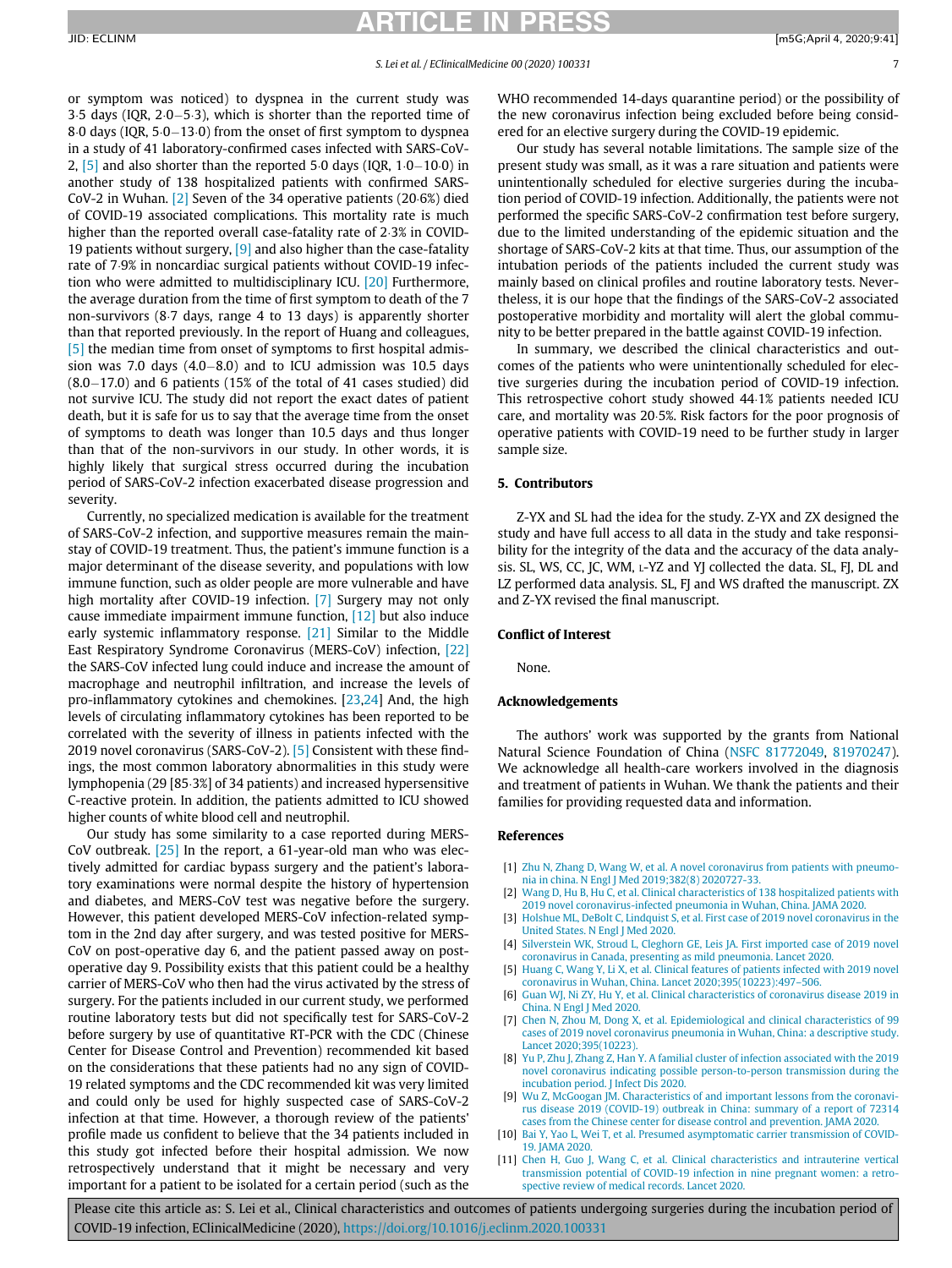or symptom was noticed) to dyspnea in the current study was 3·5 days (IQR, 2·0−5·3), which is shorter than the reported time of 8·0 days (IQR, 5·0−13·0) from the onset of first symptom to dyspnea in a study of 41 laboratory-confirmed cases infected with SARS-CoV-2, [5] and also shorter than the reported 5·0 days (IQR, 1·0−10·0) in another study of 138 hospitalized patients with confirmed SARS-CoV-2 in Wuhan. [2] Seven of the 34 operative patients (20·6%) died of COVID-19 associated complications. This mortality rate is much higher than the reported overall case-fatality rate of 2·3% in COVID-19 patients without surgery, [9] and also higher than the case-fatality rate of 7·9% in noncardiac surgical patients without COVID-19 infection who were admitted to multidisciplinary ICU. [20] Furthermore, the average duration from the time of first symptom to death of the 7 non-survivors (8·7 days, range 4 to 13 days) is apparently shorter than that reported previously. In the report of Huang and colleagues, [5] the median time from onset of symptoms to first hospital admission was 7.0 days (4.0−8.0) and to ICU admission was 10.5 days (8.0−17.0) and 6 patients (15% of the total of 41 cases studied) did not survive ICU. The study did not report the exact dates of patient death, but it is safe for us to say that the average time from the onset of symptoms to death was longer than 10.5 days and thus longer than that of the non-survivors in our study. In other words, it is highly likely that surgical stress occurred during the incubation period of SARS-CoV-2 infection exacerbated disease progression and severity.

Currently, no specialized medication is available for the treatment of SARS-CoV-2 infection, and supportive measures remain the mainstay of COVID-19 treatment. Thus, the patient's immune function is a major determinant of the disease severity, and populations with low immune function, such as older people are more vulnerable and have high mortality after COVID-19 infection. [7] Surgery may not only cause immediate impairment immune function, [12] but also induce early systemic inflammatory response. [21] Similar to the Middle East Respiratory Syndrome Coronavirus (MERS-CoV) infection, [22] the SARS-CoV infected lung could induce and increase the amount of macrophage and neutrophil infiltration, and increase the levels of pro-inflammatory cytokines and chemokines. [23,24] And, the high levels of circulating inflammatory cytokines has been reported to be correlated with the severity of illness in patients infected with the 2019 novel coronavirus (SARS-CoV-2). [5] Consistent with these findings, the most common laboratory abnormalities in this study were lymphopenia (29 [85·3%] of 34 patients) and increased hypersensitive C-reactive protein. In addition, the patients admitted to ICU showed higher counts of white blood cell and neutrophil.

Our study has some similarity to a case reported during MERS-CoV outbreak. [25] In the report, a 61-year-old man who was electively admitted for cardiac bypass surgery and the patient's laboratory examinations were normal despite the history of hypertension and diabetes, and MERS-CoV test was negative before the surgery. However, this patient developed MERS-CoV infection-related symptom in the 2nd day after surgery, and was tested positive for MERS-CoV on post-operative day 6, and the patient passed away on post-operative day 9. Possibility exists that this patient could be a healthy carrier of MERS-CoV who then had the virus activated by the stress of surgery. For the patients included in our current study, we performed routine laboratory tests but did not specifically test for SARS-CoV-2 before surgery by use of quantitative RT-PCR with the CDC (Chinese Center for Disease Control and Prevention) recommended kit based on the considerations that these patients had no any sign of COVID-19 related symptoms and the CDC recommended kit was very limited and could only be used for highly suspected case of SARS-CoV-2 infection at that time. However, a thorough review of the patients' profile made us confident to believe that the 34 patients included in this study got infected before their hospital admission. We now retrospectively understand that it might be necessary and very important for a patient to be isolated for a certain period (such as the WHO recommended 14-days quarantine period) or the possibility of the new coronavirus infection being excluded before being considered for an elective surgery during the COVID-19 epidemic.

Our study has several notable limitations. The sample size of the present study was small, as it was a rare situation and patients were unintentionally scheduled for elective surgeries during the incubation period of COVID-19 infection. Additionally, the patients were not performed the specific SARS-CoV-2 confirmation test before surgery, due to the limited understanding of the epidemic situation and the shortage of SARS-CoV-2 kits at that time. Thus, our assumption of the intubation periods of the patients included the current study was mainly based on clinical profiles and routine laboratory tests. Nevertheless, it is our hope that the findings of the SARS-CoV-2 associated postoperative morbidity and mortality will alert the global community to be better prepared in the battle against COVID-19 infection.

In summary, we described the clinical characteristics and outcomes of the patients who were unintentionally scheduled for elective surgeries during the incubation period of COVID-19 infection. This retrospective cohort study showed 44·1% patients needed ICU care, and mortality was 20·5%. Risk factors for the poor prognosis of operative patients with COVID-19 need to be further study in larger sample size.

## 5. Contributors

Z-YX and SL had the idea for the study. Z-YX and ZX designed the study and have full access to all data in the study and take responsibility for the integrity of the data and the accuracy of the data analysis. SL, WS, CC, JC, WM, L-YZ and YJ collected the data. SL, FJ, DL and LZ performed data analysis. SL, FJ and WS drafted the manuscript. ZX and Z-YX revised the final manuscript.

### Conflict of Interest

None.

### Acknowledgements

The authors' work was supported by the grants from National Natural Science Foundation of China (NSFC 81772049, 81970247). We acknowledge all health-care workers involved in the diagnosis and treatment of patients in Wuhan. We thank the patients and their families for providing requested data and information.

### References

[1] Zhu N, Zhang D, Wang W, et al. A novel coronavirus from patients with pneumonia in china. N Engl J Med 2019;382(8) 2020727-33.

[2] Wang D, Hu B, Hu C, et al. Clinical characteristics of 138 hospitalized patients with 2019 novel coronavirus-infected pneumonia in Wuhan, China. JAMA 2020.

[3] Holshue ML, DeBolt C, Lindquist S, et al. First case of 2019 novel coronavirus in the United States. N Engl J Med 2020.

[4] Silverstein WK, Stroud L, Cleghorn GE, Leis JA. First imported case of 2019 novel coronavirus in Canada, presenting as mild pneumonia. Lancet 2020.

[5] Huang C, Wang Y, Li X, et al. Clinical features of patients infected with 2019 novel coronavirus in Wuhan, China. Lancet 2020;395(10223):497–506.

[6] Guan WJ, Ni ZY, Hu Y, et al. Clinical characteristics of coronavirus disease 2019 in China. N Engl J Med 2020.

[7] Chen N, Zhou M, Dong X, et al. Epidemiological and clinical characteristics of 99 cases of 2019 novel coronavirus pneumonia in Wuhan, China: a descriptive study. Lancet 2020;395(10223).

[8] Yu P, Zhu J, Zhang Z, Han Y. A familial cluster of infection associated with the 2019 novel coronavirus indicating possible person-to-person transmission during the incubation period. J Infect Dis 2020.

[9] Wu Z, McGoogan JM. Characteristics of and important lessons from the coronavirus disease 2019 (COVID-19) outbreak in China: summary of a report of 72314 cases from the Chinese center for disease control and prevention. JAMA 2020.

[10] Bai Y, Yao L, Wei T, et al. Presumed asymptomatic carrier transmission of COVID-19. JAMA 2020.

[11] Chen H, Guo J, Wang C, et al. Clinical characteristics and intrauterine vertical transmission potential of COVID-19 infection in nine pregnant women: a retrospective review of medical records. Lancet 2020.

Please cite this article as: S. Lei et al., Clinical characteristics and outcomes of patients undergoing surgeries during the incubation period of COVID-19 infection, EClinicalMedicine (2020), https://doi.org/10.1016/j.eclinm.2020.100331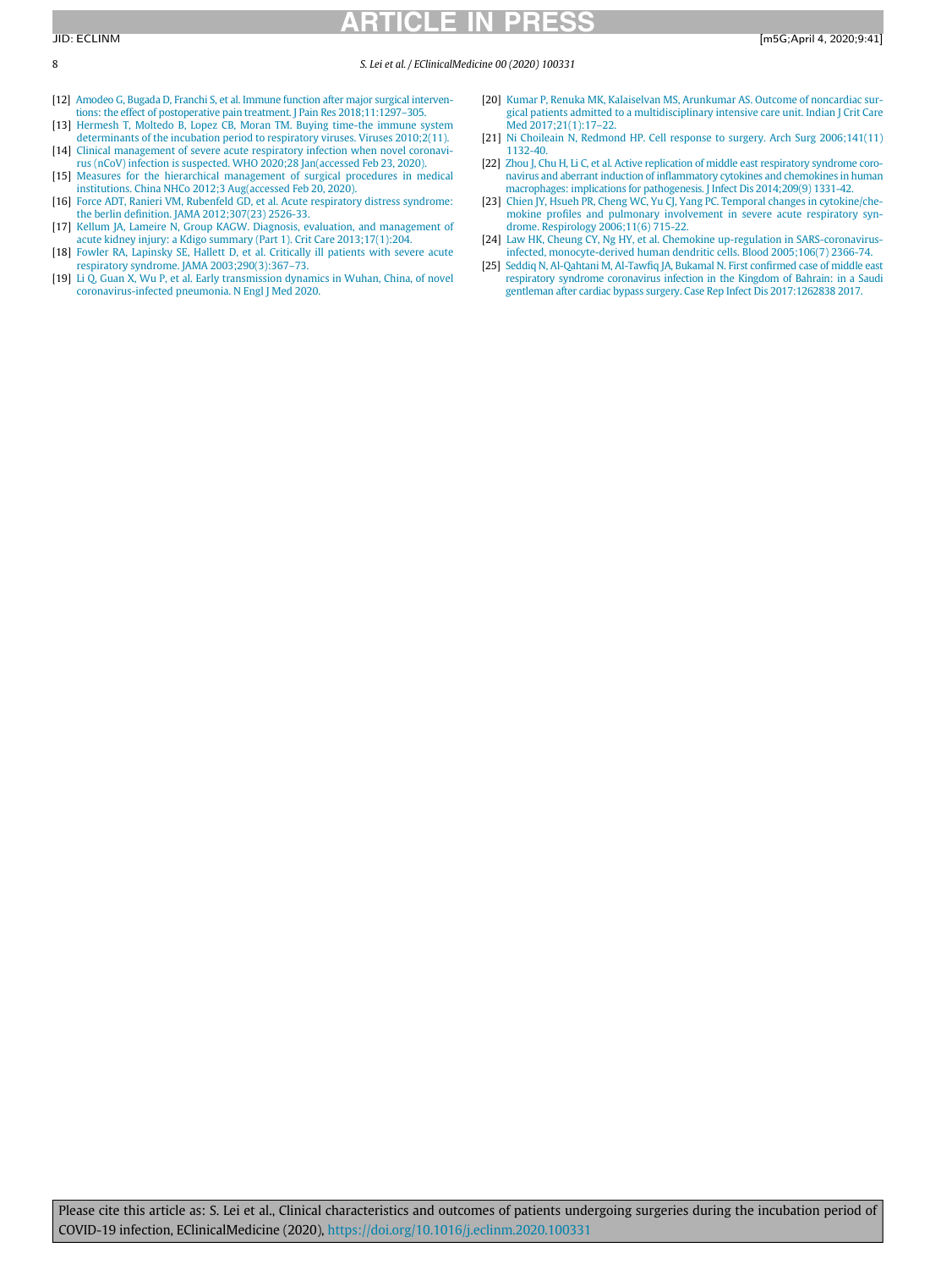[12] Amodeo G, Bugada D, Franchi S, et al. Immune function after major surgical interventions: the effect of postoperative pain treatment. J Pain Res 2018;11:1297–305.

[13] Hermesh T, Moltedo B, Lopez CB, Moran TM. Buying time-the immune system determinants of the incubation period to respiratory viruses. Viruses 2010;2(11).

[14] Clinical management of severe acute respiratory infection when novel coronavirus (nCoV) infection is suspected. WHO 2020;28 Jan(accessed Feb 23, 2020).

[15] Measures for the hierarchical management of surgical procedures in medical institutions. China NHCo 2012;3 Aug(accessed Feb 20, 2020).

[16] Force ADT, Ranieri VM, Rubenfeld GD, et al. Acute respiratory distress syndrome: the berlin definition. JAMA 2012;307(23) 2526-33.

[17] Kellum JA, Lameire N, Group KAGW. Diagnosis, evaluation, and management of acute kidney injury: a Kdigo summary (Part 1). Crit Care 2013;17(1):204.

[18] Fowler RA, Lapinsky SE, Hallett D, et al. Critically ill patients with severe acute respiratory syndrome. JAMA 2003;290(3):367–73.

[19] Li Q, Guan X, Wu P, et al. Early transmission dynamics in Wuhan, China, of novel coronavirus-infected pneumonia. N Engl J Med 2020.

[20] Kumar P, Renuka MK, Kalaiselvan MS, Arunkumar AS. Outcome of noncardiac surgical patients admitted to a multidisciplinary intensive care unit. Indian J Crit Care Med 2017;21(1):17–22.

[21] Ni Choileain N, Redmond HP. Cell response to surgery. Arch Surg 2006;141(11) 1132-40.

[22] Zhou J, Chu H, Li C, et al. Active replication of middle east respiratory syndrome coronavirus and aberrant induction of inflammatory cytokines and chemokines in human macrophages: implications for pathogenesis. J Infect Dis 2014;209(9) 1331-42.

[23] Chien JY, Hsueh PR, Cheng WC, Yu CJ, Yang PC. Temporal changes in cytokine/chemokine profiles and pulmonary involvement in severe acute respiratory syndrome. Respirology 2006;11(6) 715-22.

[24] Law HK, Cheung CY, Ng HY, et al. Chemokine up-regulation in SARS-coronavirus-infected, monocyte-derived human dendritic cells. Blood 2005;106(7) 2366-74.

[25] Seddiq N, Al-Qahtani M, Al-Tawfiq JA, Bukamal N. First confirmed case of middle east respiratory syndrome coronavirus infection in the Kingdom of Bahrain: in a Saudi gentleman after cardiac bypass surgery. Case Rep Infect Dis 2017:1262838 2017.